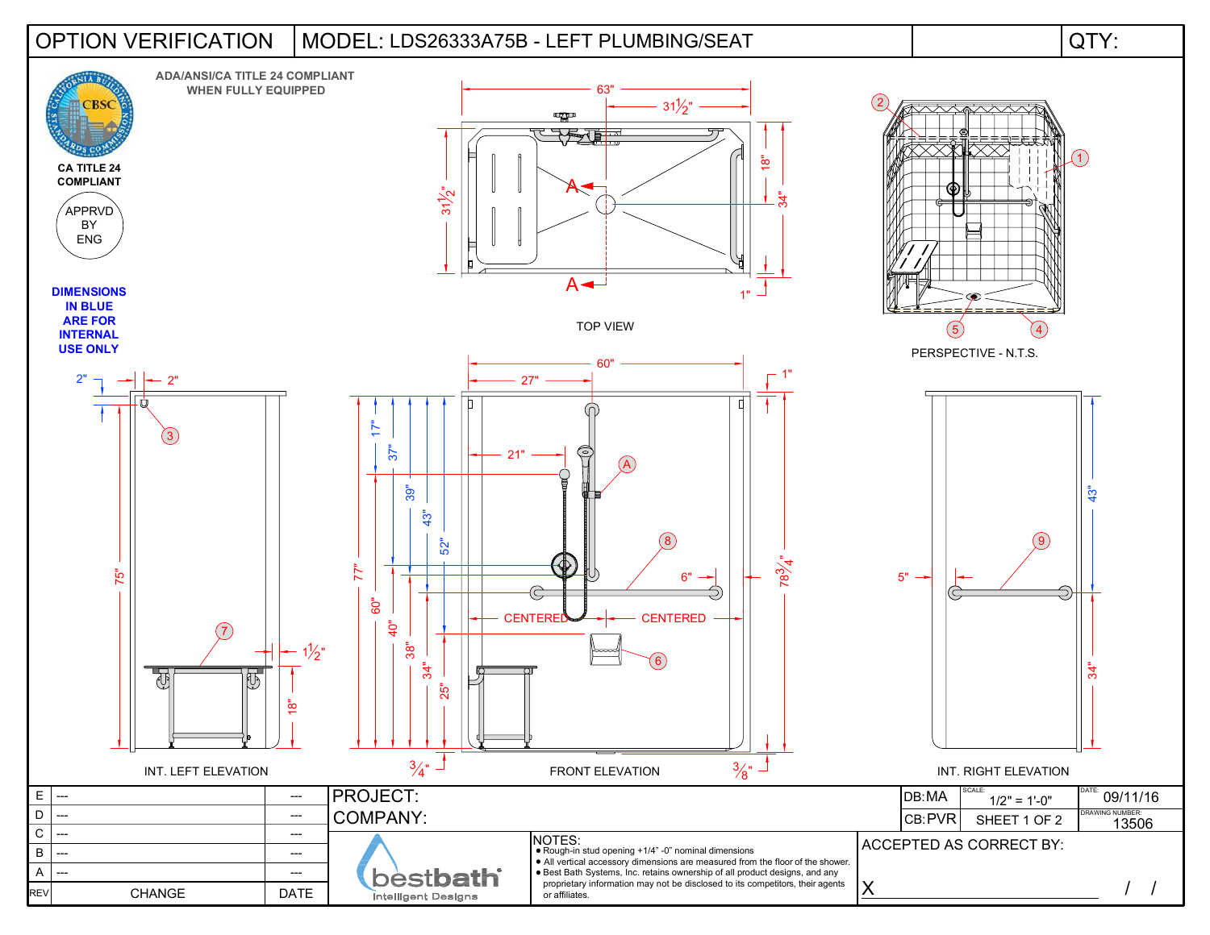# OPTION VERIFICATION

## MODEL: LDS26333A75B - LEFT PLUMBING/SEAT

QTY:

ADA/ANSI/CA TITLE 24 COMPLIANT WHEN FULLY EQUIPPED

CA TITLE 24 COMPLIANT

APPRVD BY ENG

**DIMENSIONS IN BLUE ARE FOR INTERNAL USE ONLY**

TOP VIEW

63" | 31½" | 31½" | 18" | 34" | 1" | A | A

PERSPECTIVE - N.T.S.

1 | 2 | 4 | 5

INT. LEFT ELEVATION

2" | 2" | 3 | 75" | 7 | 1½" | 18"

FRONT ELEVATION

60" | 27" | 1" | 21" | A | 8 | 6" | CENTERED | CENTERED | 6 | 17" | 37" | 39" | 43" | 52" | 77" | 60" | 40" | 38" | 34" | 25" | 78¾" | ¾" | ⅜"

INT. RIGHT ELEVATION

43" | 9 | 5" | 34"

| REV | CHANGE | DATE |
|---|---|---|
| E | --- | --- |
| D | --- | --- |
| C | --- | --- |
| B | --- | --- |
| A | --- | --- |

PROJECT:

COMPANY:

bestbath Intelligent Designs

NOTES:
- Rough-in stud opening +1/4" -0" nominal dimensions
- All vertical accessory dimensions are measured from the floor of the shower.
- Best Bath Systems, Inc. retains ownership of all product designs, and any proprietary information may not be disclosed to its competitors, their agents or affiliates.

| DB:MA | SCALE: 1/2" = 1'-0" | DATE: 09/11/16 |
|---|---|---|
| CB:PVR | SHEET 1 OF 2 | DRAWING NUMBER: 13506 |

ACCEPTED AS CORRECT BY:

X ______________________ / /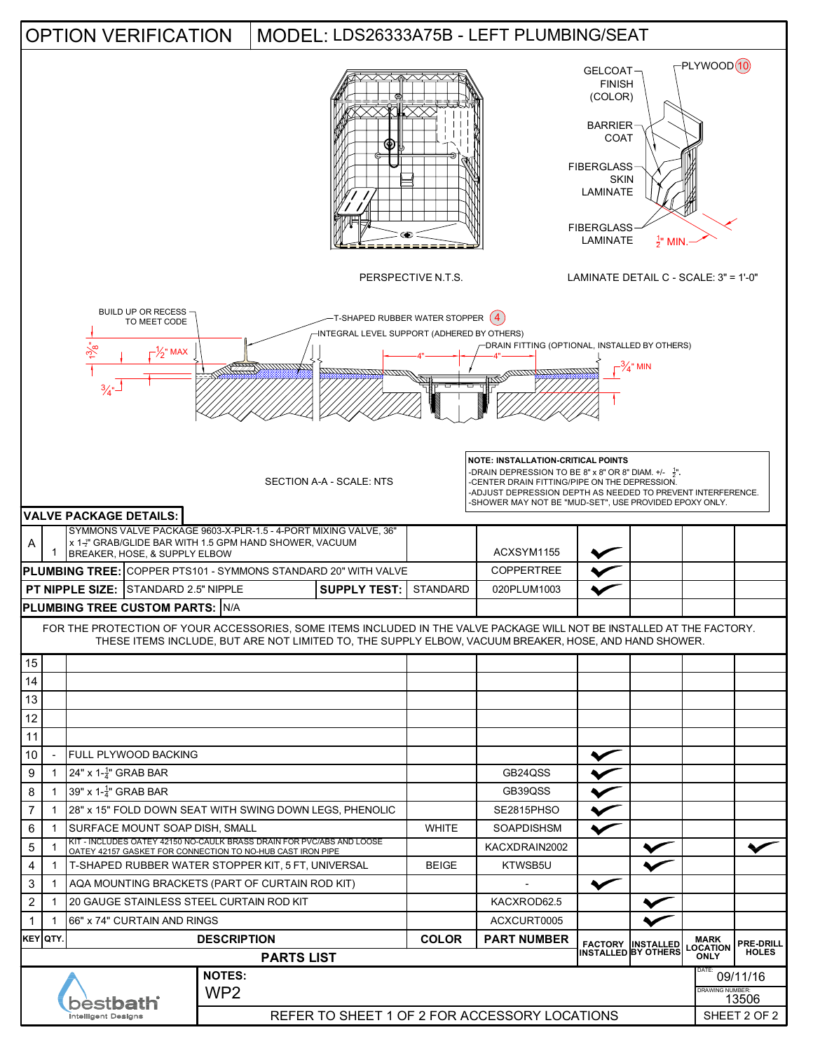# OPTION VERIFICATION | MODEL: LDS26333A75B - LEFT PLUMBING/SEAT

GELCOAT FINISH (COLOR)
PLYWOOD (10)
BARRIER COAT
FIBERGLASS SKIN LAMINATE
FIBERGLASS LAMINATE
½" MIN.

PERSPECTIVE N.T.S.

LAMINATE DETAIL C - SCALE: 3" = 1'-0"

BUILD UP OR RECESS TO MEET CODE
1⅜"
½" MAX
¾"
T-SHAPED RUBBER WATER STOPPER (4)
INTEGRAL LEVEL SUPPORT (ADHERED BY OTHERS)
DRAIN FITTING (OPTIONAL, INSTALLED BY OTHERS)
4"
4"
¾" MIN

SECTION A-A - SCALE: NTS

**NOTE: INSTALLATION-CRITICAL POINTS**
- DRAIN DEPRESSION TO BE 8" x 8" OR 8" DIAM. +/- ½".
- CENTER DRAIN FITTING/PIPE ON THE DEPRESSION.
- ADJUST DEPRESSION DEPTH AS NEEDED TO PREVENT INTERFERENCE.
- SHOWER MAY NOT BE "MUD-SET", USE PROVIDED EPOXY ONLY.

**VALVE PACKAGE DETAILS:**

| | | | | | | | | |
|---|---|---|---|---|---|---|---|---|
| A | 1 | SYMMONS VALVE PACKAGE 9603-X-PLR-1.5 - 4-PORT MIXING VALVE, 36" x 1-½" GRAB/GLIDE BAR WITH 1.5 GPM HAND SHOWER, VACUUM BREAKER, HOSE, & SUPPLY ELBOW | | ACXSYM1155 | ✓ | | | |
| **PLUMBING TREE:** | | COPPER PTS101 - SYMMONS STANDARD 20" WITH VALVE | | COPPERTREE | ✓ | | | |
| **PT NIPPLE SIZE:** | | STANDARD 2.5" NIPPLE **SUPPLY TEST:** | STANDARD | 020PLUM1003 | ✓ | | | |
| **PLUMBING TREE CUSTOM PARTS:** | | N/A | | | | | | |

FOR THE PROTECTION OF YOUR ACCESSORIES, SOME ITEMS INCLUDED IN THE VALVE PACKAGE WILL NOT BE INSTALLED AT THE FACTORY. THESE ITEMS INCLUDE, BUT ARE NOT LIMITED TO, THE SUPPLY ELBOW, VACUUM BREAKER, HOSE, AND HAND SHOWER.

| KEY | QTY. | DESCRIPTION | COLOR | PART NUMBER | FACTORY INSTALLED | INSTALLED BY OTHERS | MARK LOCATION ONLY | PRE-DRILL HOLES |
|---|---|---|---|---|---|---|---|---|
| 15 | | | | | | | | |
| 14 | | | | | | | | |
| 13 | | | | | | | | |
| 12 | | | | | | | | |
| 11 | | | | | | | | |
| 10 | - | FULL PLYWOOD BACKING | | | ✓ | | | |
| 9 | 1 | 24" x 1-¼" GRAB BAR | | GB24QSS | ✓ | | | |
| 8 | 1 | 39" x 1-¼" GRAB BAR | | GB39QSS | ✓ | | | |
| 7 | 1 | 28" x 15" FOLD DOWN SEAT WITH SWING DOWN LEGS, PHENOLIC | | SE2815PHSO | ✓ | | | |
| 6 | 1 | SURFACE MOUNT SOAP DISH, SMALL | WHITE | SOAPDISHSM | ✓ | | | |
| 5 | 1 | KIT - INCLUDES OATEY 42150 NO-CAULK BRASS DRAIN FOR PVC/ABS AND LOOSE OATEY 42157 GASKET FOR CONNECTION TO NO-HUB CAST IRON PIPE | | KACXDRAIN2002 | | ✓ | | ✓ |
| 4 | 1 | T-SHAPED RUBBER WATER STOPPER KIT, 5 FT, UNIVERSAL | BEIGE | KTWSB5U | | ✓ | | |
| 3 | 1 | AQA MOUNTING BRACKETS (PART OF CURTAIN ROD KIT) | | - | ✓ | | | |
| 2 | 1 | 20 GAUGE STAINLESS STEEL CURTAIN ROD KIT | | KACXROD62.5 | | ✓ | | |
| 1 | 1 | 66" x 74" CURTAIN AND RINGS | | ACXCURT0005 | | ✓ | | |

**PARTS LIST**

**NOTES:**
WP2

REFER TO SHEET 1 OF 2 FOR ACCESSORY LOCATIONS

bestbath® Intelligent Designs

DATE: 09/11/16
DRAWING NUMBER: 13506
SHEET 2 OF 2